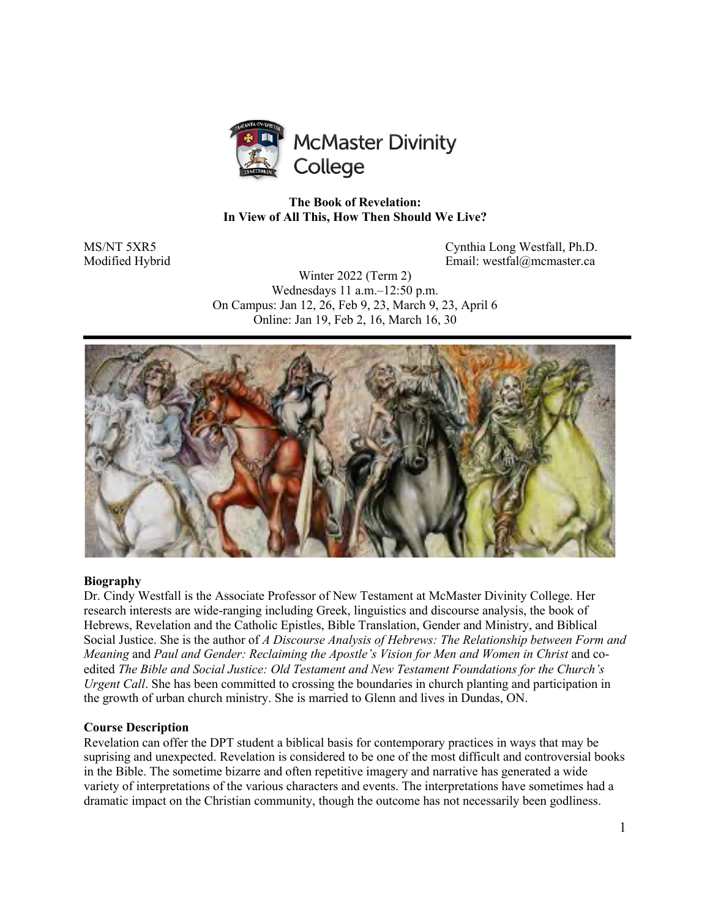**The Book of Revelation:**
**In View of All This, How Then Should We Live?**

MS/NT 5XR5
Modified Hybrid

Cynthia Long Westfall, Ph.D.
Email: westfal@mcmaster.ca

Winter 2022 (Term 2)
Wednesdays 11 a.m.–12:50 p.m.
On Campus: Jan 12, 26, Feb 9, 23, March 9, 23, April 6
Online: Jan 19, Feb 2, 16, March 16, 30

---

**Biography**

Dr. Cindy Westfall is the Associate Professor of New Testament at McMaster Divinity College. Her research interests are wide-ranging including Greek, linguistics and discourse analysis, the book of Hebrews, Revelation and the Catholic Epistles, Bible Translation, Gender and Ministry, and Biblical Social Justice. She is the author of *A Discourse Analysis of Hebrews: The Relationship between Form and Meaning* and *Paul and Gender: Reclaiming the Apostle's Vision for Men and Women in Christ* and co-edited *The Bible and Social Justice: Old Testament and New Testament Foundations for the Church's Urgent Call*. She has been committed to crossing the boundaries in church planting and participation in the growth of urban church ministry. She is married to Glenn and lives in Dundas, ON.

**Course Description**

Revelation can offer the DPT student a biblical basis for contemporary practices in ways that may be suprising and unexpected. Revelation is considered to be one of the most difficult and controversial books in the Bible. The sometime bizarre and often repetitive imagery and narrative has generated a wide variety of interpretations of the various characters and events. The interpretations have sometimes had a dramatic impact on the Christian community, though the outcome has not necessarily been godliness.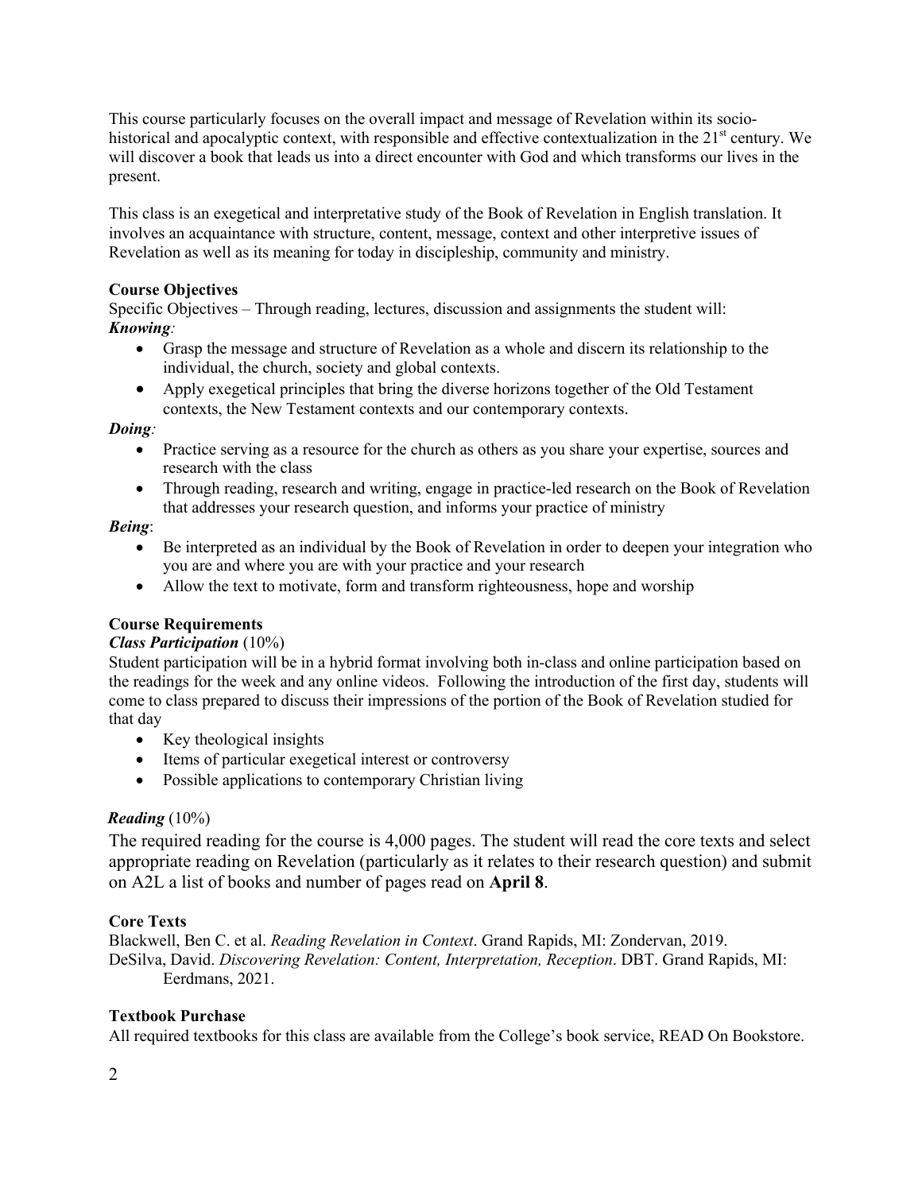This course particularly focuses on the overall impact and message of Revelation within its socio-historical and apocalyptic context, with responsible and effective contextualization in the 21st century. We will discover a book that leads us into a direct encounter with God and which transforms our lives in the present.

This class is an exegetical and interpretative study of the Book of Revelation in English translation. It involves an acquaintance with structure, content, message, context and other interpretive issues of Revelation as well as its meaning for today in discipleship, community and ministry.

**Course Objectives**

Specific Objectives – Through reading, lectures, discussion and assignments the student will:

***Knowing:***

- Grasp the message and structure of Revelation as a whole and discern its relationship to the individual, the church, society and global contexts.
- Apply exegetical principles that bring the diverse horizons together of the Old Testament contexts, the New Testament contexts and our contemporary contexts.

***Doing:***

- Practice serving as a resource for the church as others as you share your expertise, sources and research with the class
- Through reading, research and writing, engage in practice-led research on the Book of Revelation that addresses your research question, and informs your practice of ministry

***Being*:**

- Be interpreted as an individual by the Book of Revelation in order to deepen your integration who you are and where you are with your practice and your research
- Allow the text to motivate, form and transform righteousness, hope and worship

**Course Requirements**

***Class Participation*** (10%)

Student participation will be in a hybrid format involving both in-class and online participation based on the readings for the week and any online videos. Following the introduction of the first day, students will come to class prepared to discuss their impressions of the portion of the Book of Revelation studied for that day

- Key theological insights
- Items of particular exegetical interest or controversy
- Possible applications to contemporary Christian living

***Reading*** (10%)

The required reading for the course is 4,000 pages. The student will read the core texts and select appropriate reading on Revelation (particularly as it relates to their research question) and submit on A2L a list of books and number of pages read on **April 8**.

**Core Texts**

Blackwell, Ben C. et al. *Reading Revelation in Context*. Grand Rapids, MI: Zondervan, 2019.

DeSilva, David. *Discovering Revelation: Content, Interpretation, Reception*. DBT. Grand Rapids, MI: Eerdmans, 2021.

**Textbook Purchase**

All required textbooks for this class are available from the College's book service, READ On Bookstore.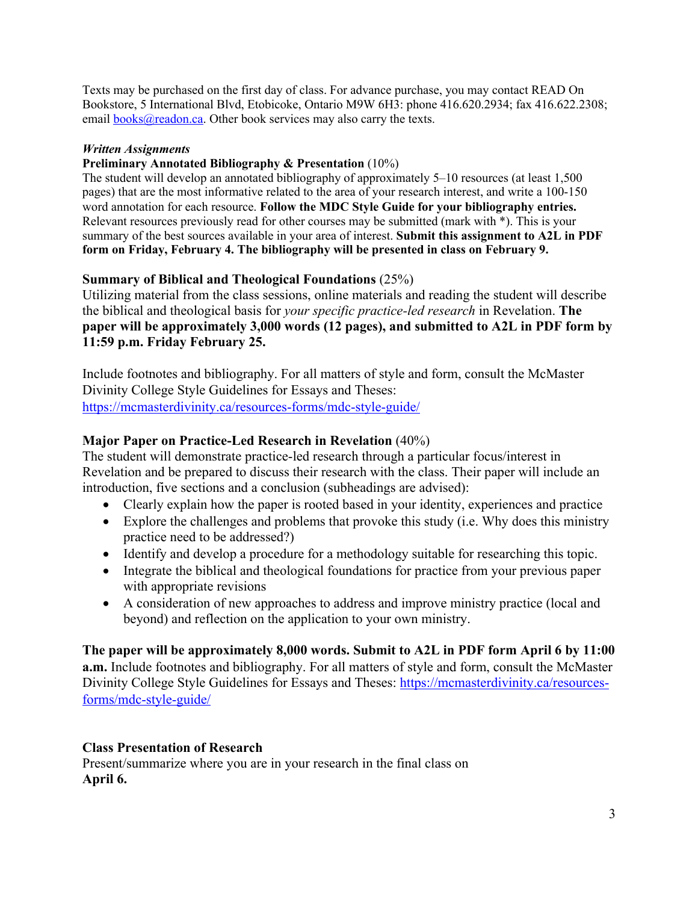Texts may be purchased on the first day of class. For advance purchase, you may contact READ On Bookstore, 5 International Blvd, Etobicoke, Ontario M9W 6H3: phone 416.620.2934; fax 416.622.2308; email books@readon.ca. Other book services may also carry the texts.

***Written Assignments***

**Preliminary Annotated Bibliography & Presentation** (10%)

The student will develop an annotated bibliography of approximately 5–10 resources (at least 1,500 pages) that are the most informative related to the area of your research interest, and write a 100-150 word annotation for each resource. **Follow the MDC Style Guide for your bibliography entries.** Relevant resources previously read for other courses may be submitted (mark with *). This is your summary of the best sources available in your area of interest. **Submit this assignment to A2L in PDF form on Friday, February 4. The bibliography will be presented in class on February 9.**

**Summary of Biblical and Theological Foundations** (25%)

Utilizing material from the class sessions, online materials and reading the student will describe the biblical and theological basis for *your specific practice-led research* in Revelation. **The paper will be approximately 3,000 words (12 pages), and submitted to A2L in PDF form by 11:59 p.m. Friday February 25.**

Include footnotes and bibliography. For all matters of style and form, consult the McMaster Divinity College Style Guidelines for Essays and Theses: https://mcmasterdivinity.ca/resources-forms/mdc-style-guide/

**Major Paper on Practice-Led Research in Revelation** (40%)

The student will demonstrate practice-led research through a particular focus/interest in Revelation and be prepared to discuss their research with the class. Their paper will include an introduction, five sections and a conclusion (subheadings are advised):

- Clearly explain how the paper is rooted based in your identity, experiences and practice
- Explore the challenges and problems that provoke this study (i.e. Why does this ministry practice need to be addressed?)
- Identify and develop a procedure for a methodology suitable for researching this topic.
- Integrate the biblical and theological foundations for practice from your previous paper with appropriate revisions
- A consideration of new approaches to address and improve ministry practice (local and beyond) and reflection on the application to your own ministry.

**The paper will be approximately 8,000 words. Submit to A2L in PDF form April 6 by 11:00 a.m.** Include footnotes and bibliography. For all matters of style and form, consult the McMaster Divinity College Style Guidelines for Essays and Theses: https://mcmasterdivinity.ca/resources-forms/mdc-style-guide/

**Class Presentation of Research**

Present/summarize where you are in your research in the final class on **April 6.**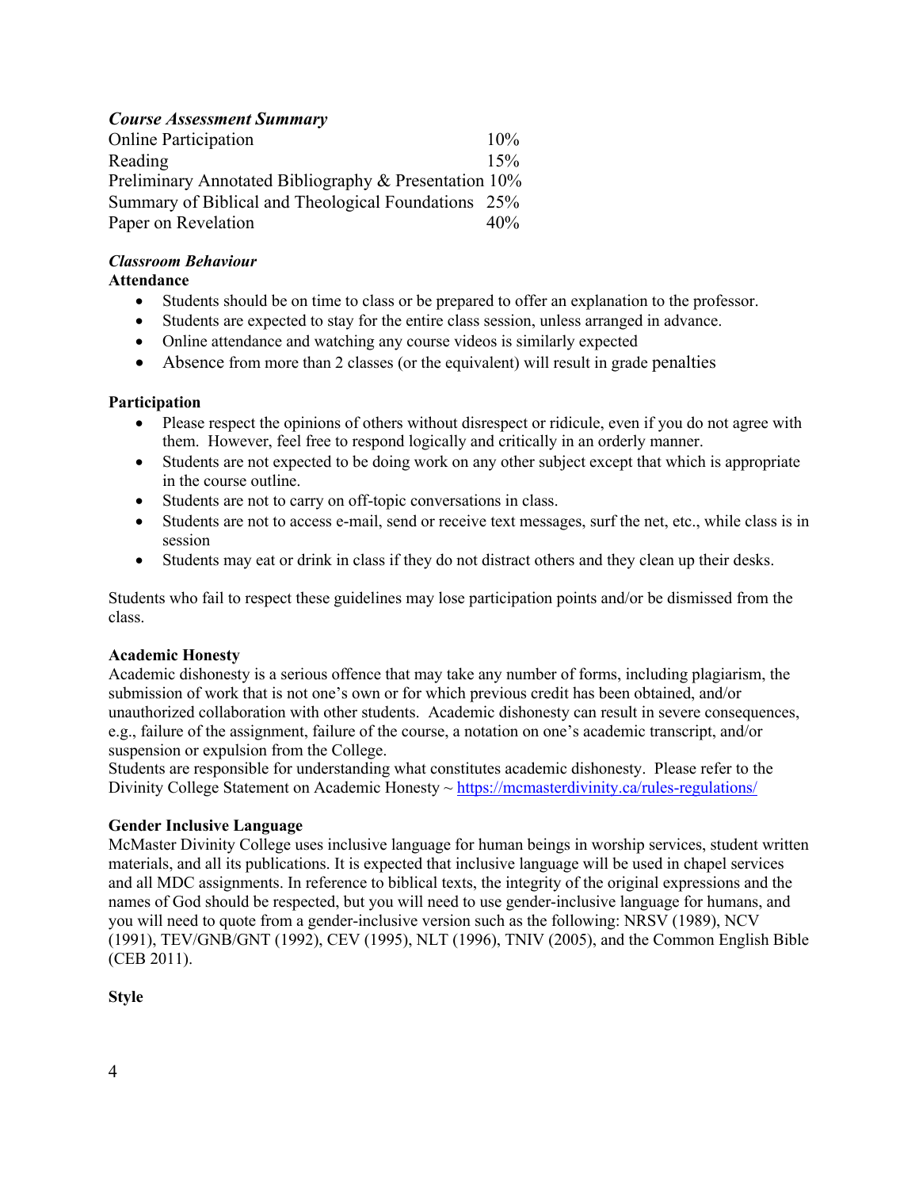### *Course Assessment Summary*

| | |
|---|---|
| Online Participation | 10% |
| Reading | 15% |
| Preliminary Annotated Bibliography & Presentation | 10% |
| Summary of Biblical and Theological Foundations | 25% |
| Paper on Revelation | 40% |

### *Classroom Behaviour*

**Attendance**

- Students should be on time to class or be prepared to offer an explanation to the professor.
- Students are expected to stay for the entire class session, unless arranged in advance.
- Online attendance and watching any course videos is similarly expected
- Absence from more than 2 classes (or the equivalent) will result in grade penalties

**Participation**

- Please respect the opinions of others without disrespect or ridicule, even if you do not agree with them. However, feel free to respond logically and critically in an orderly manner.
- Students are not expected to be doing work on any other subject except that which is appropriate in the course outline.
- Students are not to carry on off-topic conversations in class.
- Students are not to access e-mail, send or receive text messages, surf the net, etc., while class is in session
- Students may eat or drink in class if they do not distract others and they clean up their desks.

Students who fail to respect these guidelines may lose participation points and/or be dismissed from the class.

**Academic Honesty**

Academic dishonesty is a serious offence that may take any number of forms, including plagiarism, the submission of work that is not one's own or for which previous credit has been obtained, and/or unauthorized collaboration with other students. Academic dishonesty can result in severe consequences, e.g., failure of the assignment, failure of the course, a notation on one's academic transcript, and/or suspension or expulsion from the College.
Students are responsible for understanding what constitutes academic dishonesty. Please refer to the Divinity College Statement on Academic Honesty ~ https://mcmasterdivinity.ca/rules-regulations/

**Gender Inclusive Language**

McMaster Divinity College uses inclusive language for human beings in worship services, student written materials, and all its publications. It is expected that inclusive language will be used in chapel services and all MDC assignments. In reference to biblical texts, the integrity of the original expressions and the names of God should be respected, but you will need to use gender-inclusive language for humans, and you will need to quote from a gender-inclusive version such as the following: NRSV (1989), NCV (1991), TEV/GNB/GNT (1992), CEV (1995), NLT (1996), TNIV (2005), and the Common English Bible (CEB 2011).

**Style**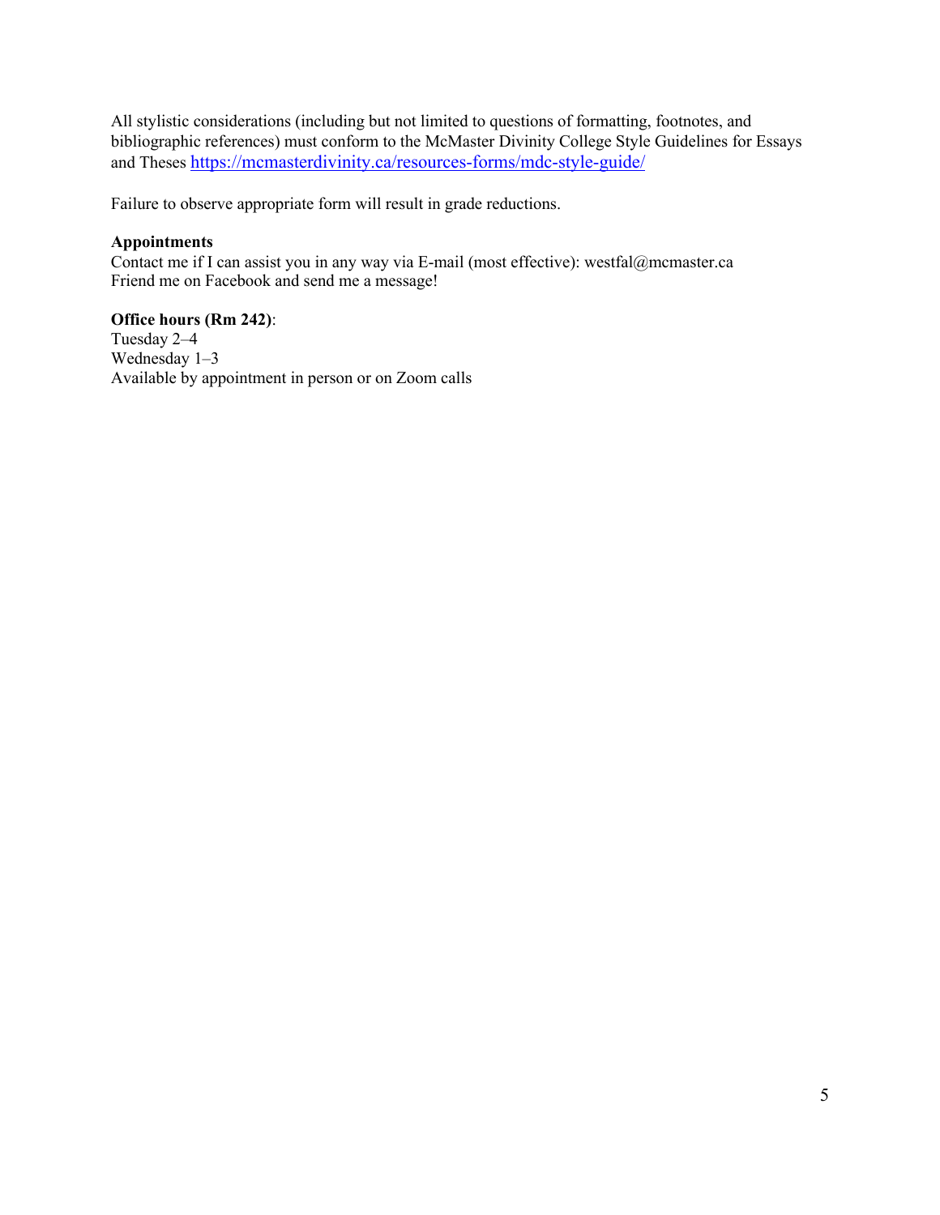All stylistic considerations (including but not limited to questions of formatting, footnotes, and bibliographic references) must conform to the McMaster Divinity College Style Guidelines for Essays and Theses https://mcmasterdivinity.ca/resources-forms/mdc-style-guide/

Failure to observe appropriate form will result in grade reductions.

**Appointments**
Contact me if I can assist you in any way via E-mail (most effective): westfal@mcmaster.ca
Friend me on Facebook and send me a message!

**Office hours (Rm 242)**:
Tuesday 2–4
Wednesday 1–3
Available by appointment in person or on Zoom calls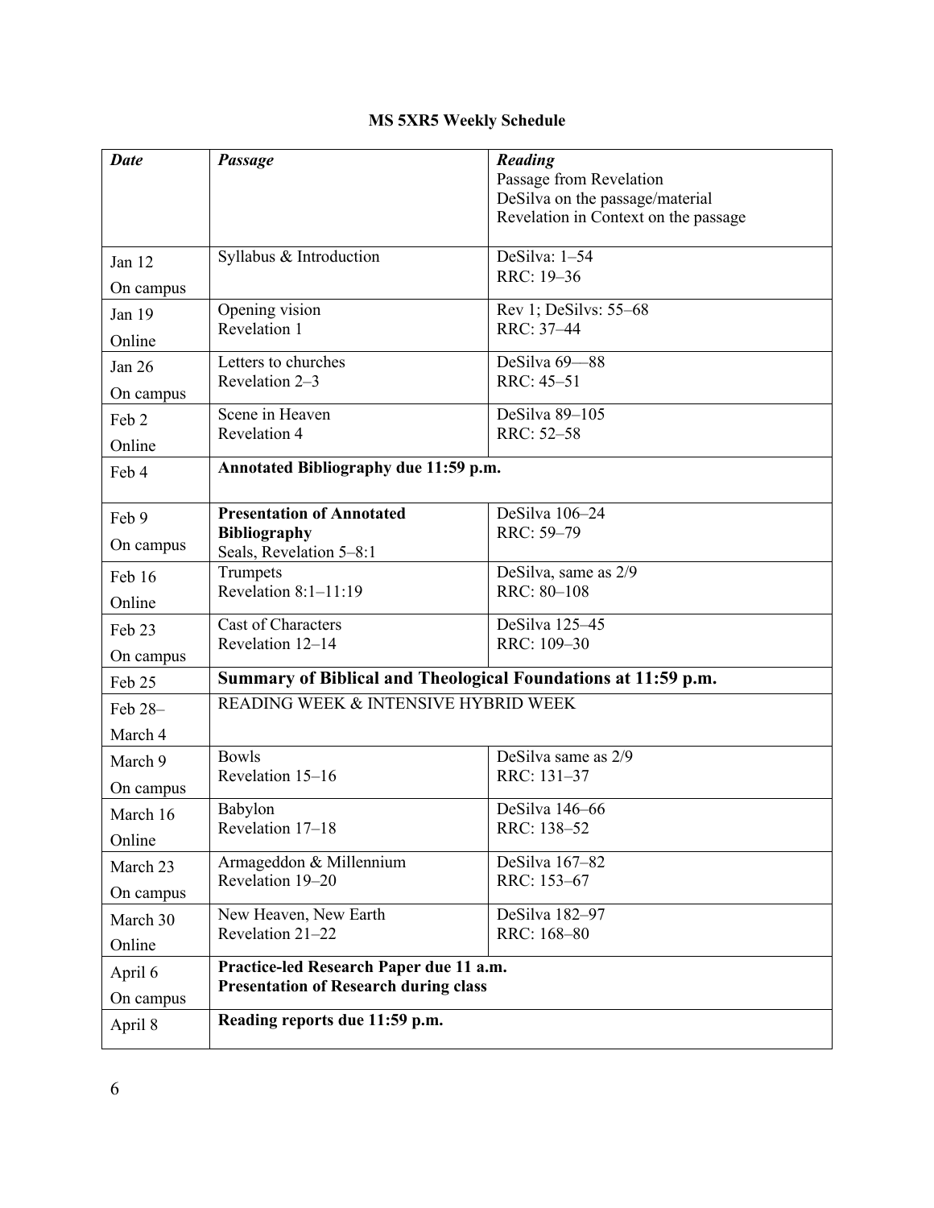**MS 5XR5 Weekly Schedule**

| *Date* | *Passage* | *Reading*<br>Passage from Revelation<br>DeSilva on the passage/material<br>Revelation in Context on the passage |
|---|---|---|
| Jan 12<br>On campus | Syllabus & Introduction | DeSilva: 1–54<br>RRC: 19–36 |
| Jan 19<br>Online | Opening vision<br>Revelation 1 | Rev 1; DeSilvs: 55–68<br>RRC: 37–44 |
| Jan 26<br>On campus | Letters to churches<br>Revelation 2–3 | DeSilva 69––88<br>RRC: 45–51 |
| Feb 2<br>Online | Scene in Heaven<br>Revelation 4 | DeSilva 89–105<br>RRC: 52–58 |
| Feb 4 | **Annotated Bibliography due 11:59 p.m.** | |
| Feb 9<br>On campus | **Presentation of Annotated Bibliography**<br>Seals, Revelation 5–8:1 | DeSilva 106–24<br>RRC: 59–79 |
| Feb 16<br>Online | Trumpets<br>Revelation 8:1–11:19 | DeSilva, same as 2/9<br>RRC: 80–108 |
| Feb 23<br>On campus | Cast of Characters<br>Revelation 12–14 | DeSilva 125–45<br>RRC: 109–30 |
| Feb 25 | **Summary of Biblical and Theological Foundations at 11:59 p.m.** | |
| Feb 28–<br>March 4 | READING WEEK & INTENSIVE HYBRID WEEK | |
| March 9<br>On campus | Bowls<br>Revelation 15–16 | DeSilva same as 2/9<br>RRC: 131–37 |
| March 16<br>Online | Babylon<br>Revelation 17–18 | DeSilva 146–66<br>RRC: 138–52 |
| March 23<br>On campus | Armageddon & Millennium<br>Revelation 19–20 | DeSilva 167–82<br>RRC: 153–67 |
| March 30<br>Online | New Heaven, New Earth<br>Revelation 21–22 | DeSilva 182–97<br>RRC: 168–80 |
| April 6<br>On campus | **Practice-led Research Paper due 11 a.m.**<br>**Presentation of Research during class** | |
| April 8 | **Reading reports due 11:59 p.m.** | |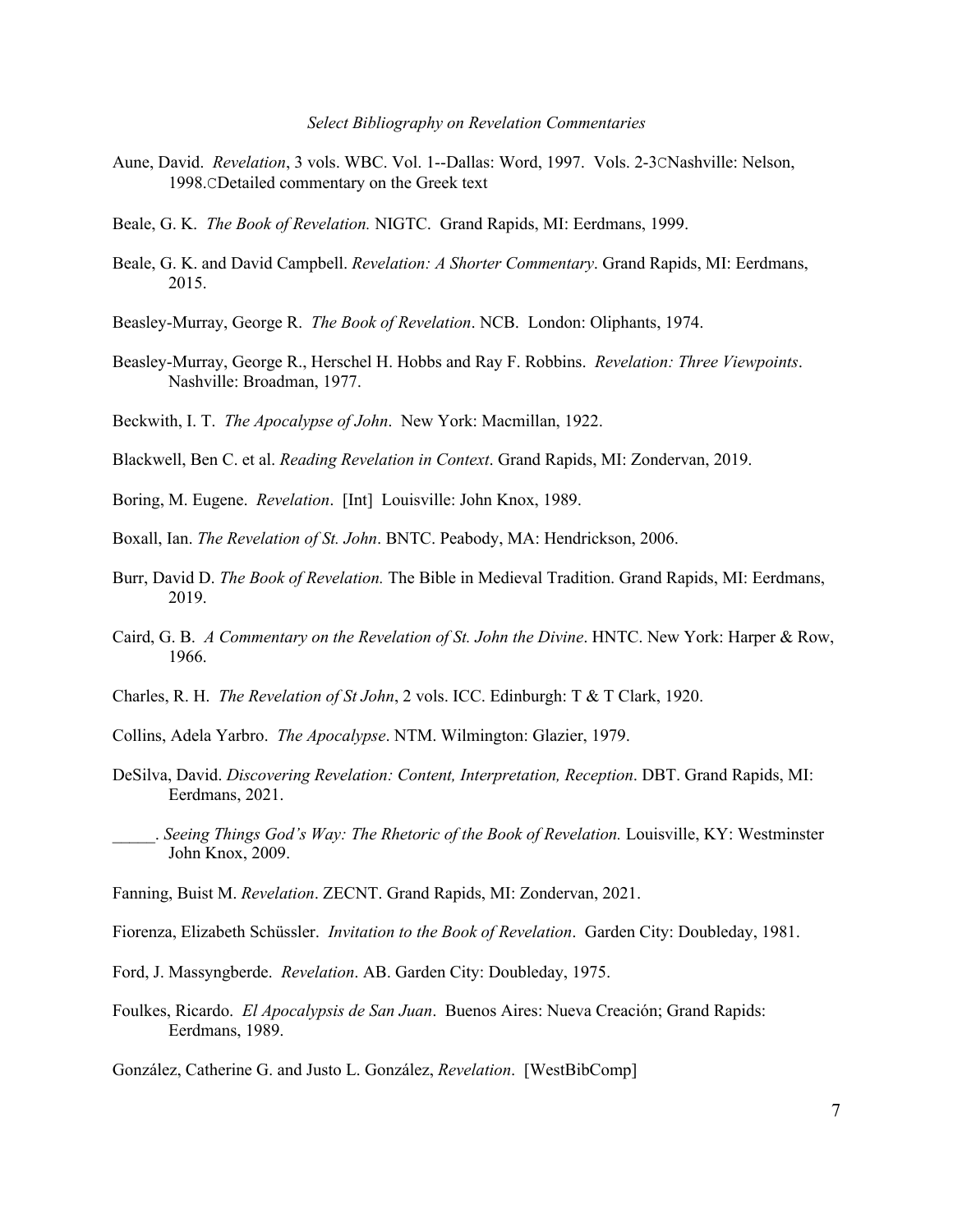*Select Bibliography on Revelation Commentaries*

Aune, David. *Revelation*, 3 vols. WBC. Vol. 1--Dallas: Word, 1997. Vols. 2-3CNashville: Nelson, 1998.CDetailed commentary on the Greek text

Beale, G. K. *The Book of Revelation.* NIGTC. Grand Rapids, MI: Eerdmans, 1999.

Beale, G. K. and David Campbell. *Revelation: A Shorter Commentary*. Grand Rapids, MI: Eerdmans, 2015.

Beasley-Murray, George R. *The Book of Revelation*. NCB. London: Oliphants, 1974.

Beasley-Murray, George R., Herschel H. Hobbs and Ray F. Robbins. *Revelation: Three Viewpoints*. Nashville: Broadman, 1977.

Beckwith, I. T. *The Apocalypse of John*. New York: Macmillan, 1922.

Blackwell, Ben C. et al. *Reading Revelation in Context*. Grand Rapids, MI: Zondervan, 2019.

Boring, M. Eugene. *Revelation*. [Int] Louisville: John Knox, 1989.

Boxall, Ian. *The Revelation of St. John*. BNTC. Peabody, MA: Hendrickson, 2006.

Burr, David D. *The Book of Revelation.* The Bible in Medieval Tradition. Grand Rapids, MI: Eerdmans, 2019.

Caird, G. B. *A Commentary on the Revelation of St. John the Divine*. HNTC. New York: Harper & Row, 1966.

Charles, R. H. *The Revelation of St John*, 2 vols. ICC. Edinburgh: T & T Clark, 1920.

Collins, Adela Yarbro. *The Apocalypse*. NTM. Wilmington: Glazier, 1979.

DeSilva, David. *Discovering Revelation: Content, Interpretation, Reception*. DBT. Grand Rapids, MI: Eerdmans, 2021.

_____. *Seeing Things God's Way: The Rhetoric of the Book of Revelation.* Louisville, KY: Westminster John Knox, 2009.

Fanning, Buist M. *Revelation*. ZECNT. Grand Rapids, MI: Zondervan, 2021.

Fiorenza, Elizabeth Schüssler. *Invitation to the Book of Revelation*. Garden City: Doubleday, 1981.

Ford, J. Massyngberde. *Revelation*. AB. Garden City: Doubleday, 1975.

Foulkes, Ricardo. *El Apocalypsis de San Juan*. Buenos Aires: Nueva Creación; Grand Rapids: Eerdmans, 1989.

González, Catherine G. and Justo L. González, *Revelation*. [WestBibComp]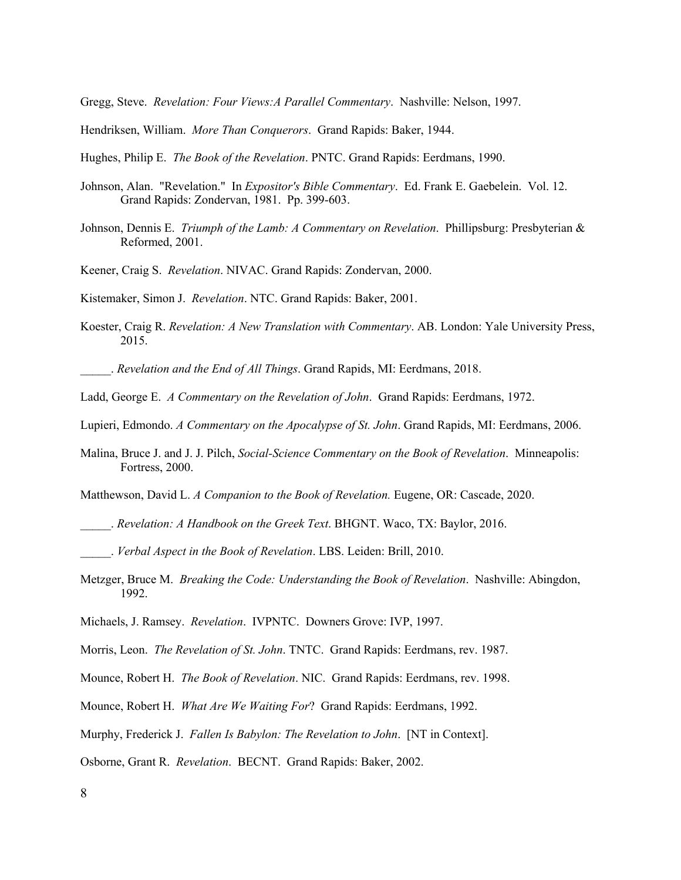Gregg, Steve. *Revelation: Four Views:A Parallel Commentary*. Nashville: Nelson, 1997.

Hendriksen, William. *More Than Conquerors*. Grand Rapids: Baker, 1944.

Hughes, Philip E. *The Book of the Revelation*. PNTC. Grand Rapids: Eerdmans, 1990.

Johnson, Alan. "Revelation." In *Expositor's Bible Commentary*. Ed. Frank E. Gaebelein. Vol. 12. Grand Rapids: Zondervan, 1981. Pp. 399-603.

Johnson, Dennis E. *Triumph of the Lamb: A Commentary on Revelation*. Phillipsburg: Presbyterian & Reformed, 2001.

Keener, Craig S. *Revelation*. NIVAC. Grand Rapids: Zondervan, 2000.

Kistemaker, Simon J. *Revelation*. NTC. Grand Rapids: Baker, 2001.

Koester, Craig R. *Revelation: A New Translation with Commentary*. AB. London: Yale University Press, 2015.

_____. *Revelation and the End of All Things*. Grand Rapids, MI: Eerdmans, 2018.

Ladd, George E. *A Commentary on the Revelation of John*. Grand Rapids: Eerdmans, 1972.

Lupieri, Edmondo. *A Commentary on the Apocalypse of St. John*. Grand Rapids, MI: Eerdmans, 2006.

Malina, Bruce J. and J. J. Pilch, *Social-Science Commentary on the Book of Revelation*. Minneapolis: Fortress, 2000.

Matthewson, David L. *A Companion to the Book of Revelation.* Eugene, OR: Cascade, 2020.

_____. *Revelation: A Handbook on the Greek Text*. BHGNT. Waco, TX: Baylor, 2016.

_____. *Verbal Aspect in the Book of Revelation*. LBS. Leiden: Brill, 2010.

Metzger, Bruce M. *Breaking the Code: Understanding the Book of Revelation*. Nashville: Abingdon, 1992.

Michaels, J. Ramsey. *Revelation*. IVPNTC. Downers Grove: IVP, 1997.

Morris, Leon. *The Revelation of St. John*. TNTC. Grand Rapids: Eerdmans, rev. 1987.

Mounce, Robert H. *The Book of Revelation*. NIC. Grand Rapids: Eerdmans, rev. 1998.

Mounce, Robert H. *What Are We Waiting For*? Grand Rapids: Eerdmans, 1992.

Murphy, Frederick J. *Fallen Is Babylon: The Revelation to John*. [NT in Context].

Osborne, Grant R. *Revelation*. BECNT. Grand Rapids: Baker, 2002.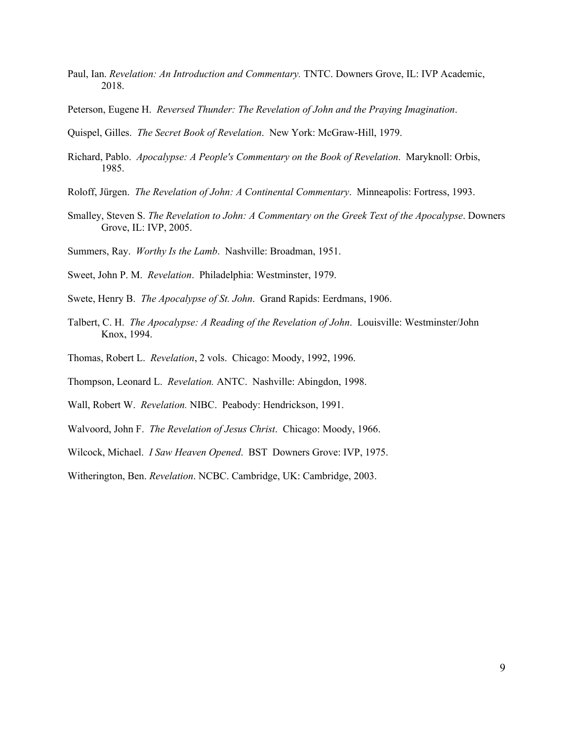Paul, Ian. *Revelation: An Introduction and Commentary.* TNTC. Downers Grove, IL: IVP Academic, 2018.

Peterson, Eugene H. *Reversed Thunder: The Revelation of John and the Praying Imagination*.

Quispel, Gilles. *The Secret Book of Revelation*. New York: McGraw-Hill, 1979.

Richard, Pablo. *Apocalypse: A People's Commentary on the Book of Revelation*. Maryknoll: Orbis, 1985.

Roloff, Jürgen. *The Revelation of John: A Continental Commentary*. Minneapolis: Fortress, 1993.

Smalley, Steven S. *The Revelation to John: A Commentary on the Greek Text of the Apocalypse*. Downers Grove, IL: IVP, 2005.

Summers, Ray. *Worthy Is the Lamb*. Nashville: Broadman, 1951.

Sweet, John P. M. *Revelation*. Philadelphia: Westminster, 1979.

Swete, Henry B. *The Apocalypse of St. John*. Grand Rapids: Eerdmans, 1906.

Talbert, C. H. *The Apocalypse: A Reading of the Revelation of John*. Louisville: Westminster/John Knox, 1994.

Thomas, Robert L. *Revelation*, 2 vols. Chicago: Moody, 1992, 1996.

Thompson, Leonard L. *Revelation.* ANTC. Nashville: Abingdon, 1998.

Wall, Robert W. *Revelation.* NIBC. Peabody: Hendrickson, 1991.

Walvoord, John F. *The Revelation of Jesus Christ*. Chicago: Moody, 1966.

Wilcock, Michael. *I Saw Heaven Opened*. BST Downers Grove: IVP, 1975.

Witherington, Ben. *Revelation*. NCBC. Cambridge, UK: Cambridge, 2003.